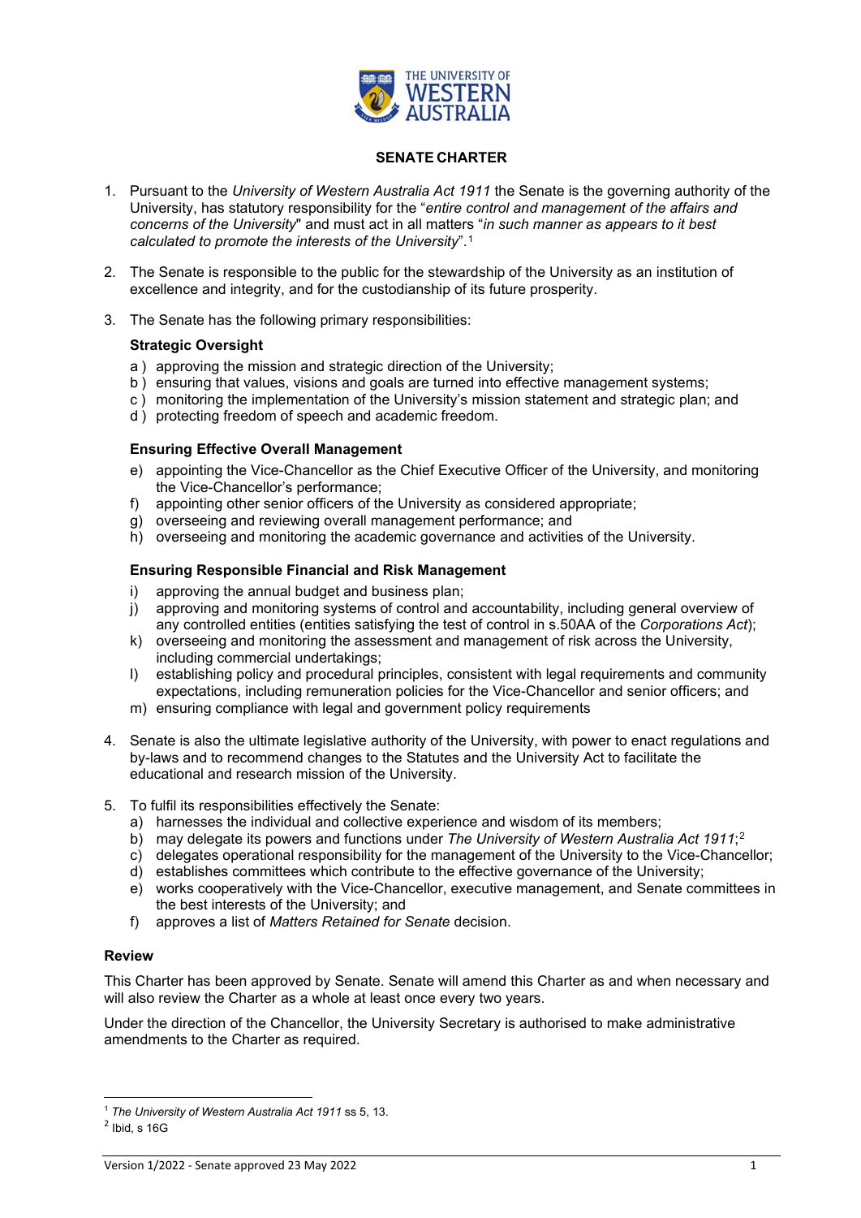# SENATE CHARTER

1. Pursuant to the *University of Western Australia Act 1911* the Senate is the governing authority of the University, has statutory responsibility for the "*entire control and management of the affairs and concerns of the University*" and must act in all matters "*in such manner as appears to it best calculated to promote the interests of the University*".[1]

2. The Senate is responsible to the public for the stewardship of the University as an institution of excellence and integrity, and for the custodianship of its future prosperity.

3. The Senate has the following primary responsibilities:

   **Strategic Oversight**

   a ) approving the mission and strategic direction of the University;
   b ) ensuring that values, visions and goals are turned into effective management systems;
   c ) monitoring the implementation of the University's mission statement and strategic plan; and
   d ) protecting freedom of speech and academic freedom.

   **Ensuring Effective Overall Management**

   e) appointing the Vice-Chancellor as the Chief Executive Officer of the University, and monitoring the Vice-Chancellor's performance;
   f) appointing other senior officers of the University as considered appropriate;
   g) overseeing and reviewing overall management performance; and
   h) overseeing and monitoring the academic governance and activities of the University.

   **Ensuring Responsible Financial and Risk Management**

   i) approving the annual budget and business plan;
   j) approving and monitoring systems of control and accountability, including general overview of any controlled entities (entities satisfying the test of control in s.50AA of the *Corporations Act*);
   k) overseeing and monitoring the assessment and management of risk across the University, including commercial undertakings;
   l) establishing policy and procedural principles, consistent with legal requirements and community expectations, including remuneration policies for the Vice-Chancellor and senior officers; and
   m) ensuring compliance with legal and government policy requirements

4. Senate is also the ultimate legislative authority of the University, with power to enact regulations and by-laws and to recommend changes to the Statutes and the University Act to facilitate the educational and research mission of the University.

5. To fulfil its responsibilities effectively the Senate:
   a) harnesses the individual and collective experience and wisdom of its members;
   b) may delegate its powers and functions under *The University of Western Australia Act 1911*;[2]
   c) delegates operational responsibility for the management of the University to the Vice-Chancellor;
   d) establishes committees which contribute to the effective governance of the University;
   e) works cooperatively with the Vice-Chancellor, executive management, and Senate committees in the best interests of the University; and
   f) approves a list of *Matters Retained for Senate* decision.

## Review

This Charter has been approved by Senate. Senate will amend this Charter as and when necessary and will also review the Charter as a whole at least once every two years.

Under the direction of the Chancellor, the University Secretary is authorised to make administrative amendments to the Charter as required.

---

[1] *The University of Western Australia Act 1911* ss 5, 13.

[2] Ibid, s 16G

Version 1/2022 - Senate approved 23 May 2022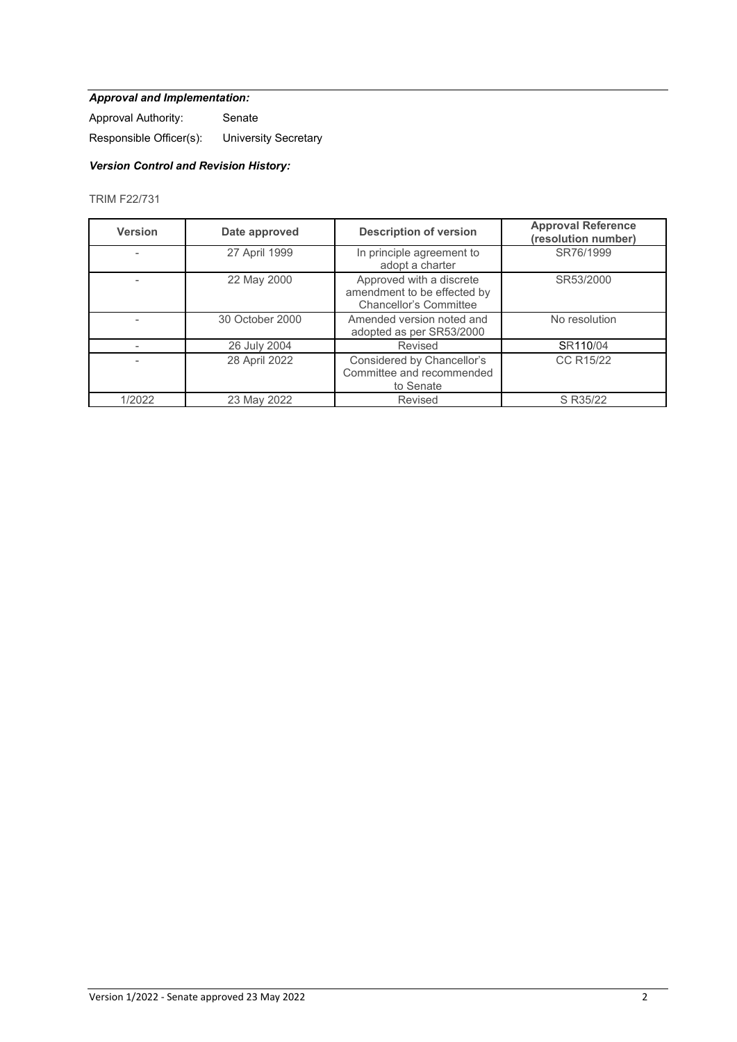***Approval and Implementation:***

Approval Authority: Senate

Responsible Officer(s): University Secretary

***Version Control and Revision History:***

TRIM F22/731

| Version | Date approved | Description of version | Approval Reference (resolution number) |
|---|---|---|---|
| - | 27 April 1999 | In principle agreement to adopt a charter | SR76/1999 |
| - | 22 May 2000 | Approved with a discrete amendment to be effected by Chancellor's Committee | SR53/2000 |
| - | 30 October 2000 | Amended version noted and adopted as per SR53/2000 | No resolution |
| - | 26 July 2004 | Revised | SR110/04 |
| - | 28 April 2022 | Considered by Chancellor's Committee and recommended to Senate | CC R15/22 |
| 1/2022 | 23 May 2022 | Revised | S R35/22 |